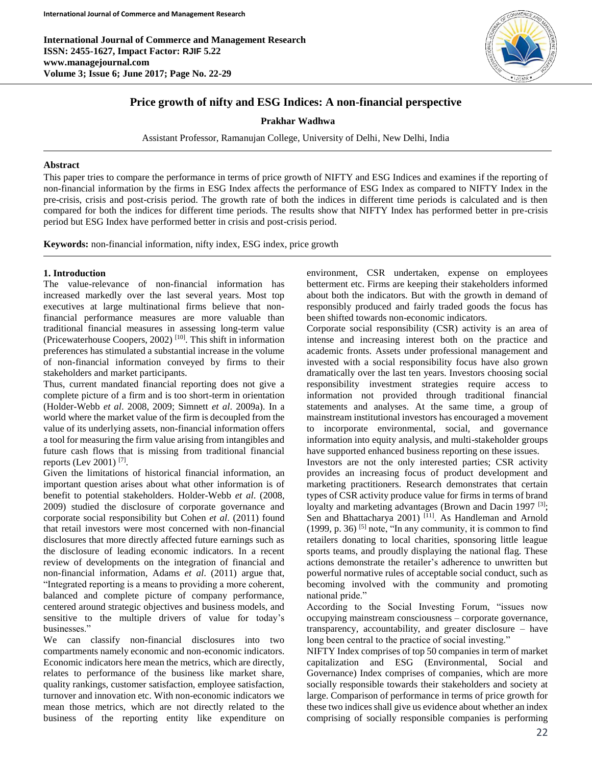# Price growth of nifty and ESG Indices: A non-financial perspective

**Prakhar Wadhwa**

Assistant Professor, Ramanujan College, University of Delhi, New Delhi, India

## Abstract

This paper tries to compare the performance in terms of price growth of NIFTY and ESG Indices and examines if the reporting of non-financial information by the firms in ESG Index affects the performance of ESG Index as compared to NIFTY Index in the pre-crisis, crisis and post-crisis period. The growth rate of both the indices in different time periods is calculated and is then compared for both the indices for different time periods. The results show that NIFTY Index has performed better in pre-crisis period but ESG Index have performed better in crisis and post-crisis period.

**Keywords:** non-financial information, nifty index, ESG index, price growth

## 1. Introduction

The value-relevance of non-financial information has increased markedly over the last several years. Most top executives at large multinational firms believe that non-financial performance measures are more valuable than traditional financial measures in assessing long-term value (Pricewaterhouse Coopers, 2002) [10]. This shift in information preferences has stimulated a substantial increase in the volume of non-financial information conveyed by firms to their stakeholders and market participants.

Thus, current mandated financial reporting does not give a complete picture of a firm and is too short-term in orientation (Holder-Webb *et al*. 2008, 2009; Simnett *et al*. 2009a). In a world where the market value of the firm is decoupled from the value of its underlying assets, non-financial information offers a tool for measuring the firm value arising from intangibles and future cash flows that is missing from traditional financial reports (Lev 2001) [7].

Given the limitations of historical financial information, an important question arises about what other information is of benefit to potential stakeholders. Holder-Webb *et al*. (2008, 2009) studied the disclosure of corporate governance and corporate social responsibility but Cohen *et al*. (2011) found that retail investors were most concerned with non-financial disclosures that more directly affected future earnings such as the disclosure of leading economic indicators. In a recent review of developments on the integration of financial and non-financial information, Adams *et al*. (2011) argue that, "Integrated reporting is a means to providing a more coherent, balanced and complete picture of company performance, centered around strategic objectives and business models, and sensitive to the multiple drivers of value for today's businesses."

We can classify non-financial disclosures into two compartments namely economic and non-economic indicators. Economic indicators here mean the metrics, which are directly, relates to performance of the business like market share, quality rankings, customer satisfaction, employee satisfaction, turnover and innovation etc. With non-economic indicators we mean those metrics, which are not directly related to the business of the reporting entity like expenditure on environment, CSR undertaken, expense on employees betterment etc. Firms are keeping their stakeholders informed about both the indicators. But with the growth in demand of responsibly produced and fairly traded goods the focus has been shifted towards non-economic indicators.

Corporate social responsibility (CSR) activity is an area of intense and increasing interest both on the practice and academic fronts. Assets under professional management and invested with a social responsibility focus have also grown dramatically over the last ten years. Investors choosing social responsibility investment strategies require access to information not provided through traditional financial statements and analyses. At the same time, a group of mainstream institutional investors has encouraged a movement to incorporate environmental, social, and governance information into equity analysis, and multi-stakeholder groups have supported enhanced business reporting on these issues.

Investors are not the only interested parties; CSR activity provides an increasing focus of product development and marketing practitioners. Research demonstrates that certain types of CSR activity produce value for firms in terms of brand loyalty and marketing advantages (Brown and Dacin 1997 [3]; Sen and Bhattacharya 2001) [11]. As Handleman and Arnold (1999, p. 36) [5] note, "In any community, it is common to find retailers donating to local charities, sponsoring little league sports teams, and proudly displaying the national flag. These actions demonstrate the retailer's adherence to unwritten but powerful normative rules of acceptable social conduct, such as becoming involved with the community and promoting national pride."

According to the Social Investing Forum, "issues now occupying mainstream consciousness – corporate governance, transparency, accountability, and greater disclosure – have long been central to the practice of social investing."

NIFTY Index comprises of top 50 companies in term of market capitalization and ESG (Environmental, Social and Governance) Index comprises of companies, which are more socially responsible towards their stakeholders and society at large. Comparison of performance in terms of price growth for these two indices shall give us evidence about whether an index comprising of socially responsible companies is performing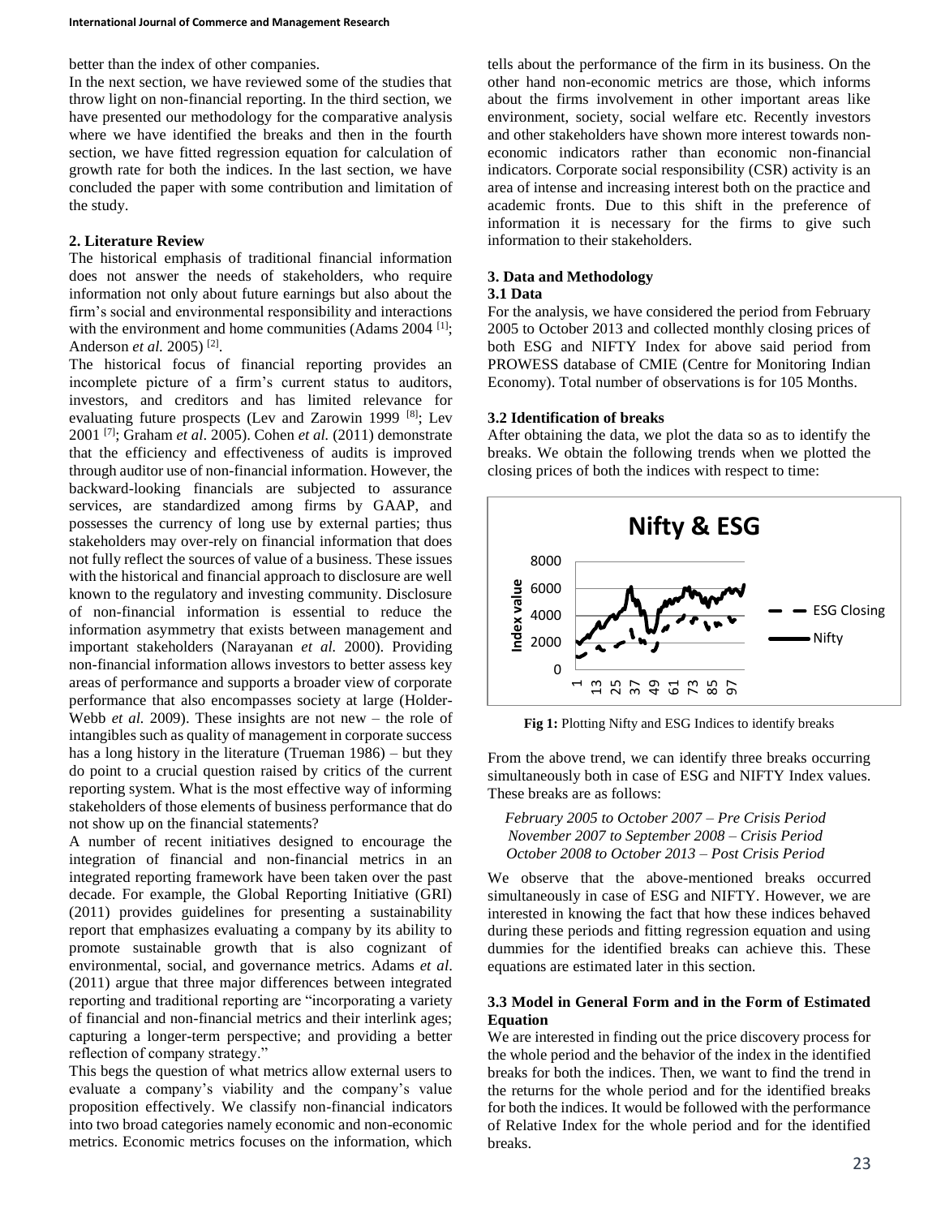better than the index of other companies.

In the next section, we have reviewed some of the studies that throw light on non-financial reporting. In the third section, we have presented our methodology for the comparative analysis where we have identified the breaks and then in the fourth section, we have fitted regression equation for calculation of growth rate for both the indices. In the last section, we have concluded the paper with some contribution and limitation of the study.

## 2. Literature Review

The historical emphasis of traditional financial information does not answer the needs of stakeholders, who require information not only about future earnings but also about the firm's social and environmental responsibility and interactions with the environment and home communities (Adams 2004 [1]; Anderson *et al.* 2005) [2].

The historical focus of financial reporting provides an incomplete picture of a firm's current status to auditors, investors, and creditors and has limited relevance for evaluating future prospects (Lev and Zarowin 1999 [8]; Lev 2001 [7]; Graham *et al*. 2005). Cohen *et al.* (2011) demonstrate that the efficiency and effectiveness of audits is improved through auditor use of non-financial information. However, the backward-looking financials are subjected to assurance services, are standardized among firms by GAAP, and possesses the currency of long use by external parties; thus stakeholders may over-rely on financial information that does not fully reflect the sources of value of a business. These issues with the historical and financial approach to disclosure are well known to the regulatory and investing community. Disclosure of non-financial information is essential to reduce the information asymmetry that exists between management and important stakeholders (Narayanan *et al.* 2000). Providing non-financial information allows investors to better assess key areas of performance and supports a broader view of corporate performance that also encompasses society at large (Holder-Webb *et al.* 2009). These insights are not new – the role of intangibles such as quality of management in corporate success has a long history in the literature (Trueman 1986) – but they do point to a crucial question raised by critics of the current reporting system. What is the most effective way of informing stakeholders of those elements of business performance that do not show up on the financial statements?

A number of recent initiatives designed to encourage the integration of financial and non-financial metrics in an integrated reporting framework have been taken over the past decade. For example, the Global Reporting Initiative (GRI) (2011) provides guidelines for presenting a sustainability report that emphasizes evaluating a company by its ability to promote sustainable growth that is also cognizant of environmental, social, and governance metrics. Adams *et al*. (2011) argue that three major differences between integrated reporting and traditional reporting are "incorporating a variety of financial and non-financial metrics and their interlink ages; capturing a longer-term perspective; and providing a better reflection of company strategy."

This begs the question of what metrics allow external users to evaluate a company's viability and the company's value proposition effectively. We classify non-financial indicators into two broad categories namely economic and non-economic metrics. Economic metrics focuses on the information, which tells about the performance of the firm in its business. On the other hand non-economic metrics are those, which informs about the firms involvement in other important areas like environment, society, social welfare etc. Recently investors and other stakeholders have shown more interest towards non-economic indicators rather than economic non-financial indicators. Corporate social responsibility (CSR) activity is an area of intense and increasing interest both on the practice and academic fronts. Due to this shift in the preference of information it is necessary for the firms to give such information to their stakeholders.

## 3. Data and Methodology

### 3.1 Data

For the analysis, we have considered the period from February 2005 to October 2013 and collected monthly closing prices of both ESG and NIFTY Index for above said period from PROWESS database of CMIE (Centre for Monitoring Indian Economy). Total number of observations is for 105 Months.

### 3.2 Identification of breaks

After obtaining the data, we plot the data so as to identify the breaks. We obtain the following trends when we plotted the closing prices of both the indices with respect to time:

**Fig 1:** Plotting Nifty and ESG Indices to identify breaks

From the above trend, we can identify three breaks occurring simultaneously both in case of ESG and NIFTY Index values. These breaks are as follows:

*February 2005 to October 2007 – Pre Crisis Period*
*November 2007 to September 2008 – Crisis Period*
*October 2008 to October 2013 – Post Crisis Period*

We observe that the above-mentioned breaks occurred simultaneously in case of ESG and NIFTY. However, we are interested in knowing the fact that how these indices behaved during these periods and fitting regression equation and using dummies for the identified breaks can achieve this. These equations are estimated later in this section.

### 3.3 Model in General Form and in the Form of Estimated Equation

We are interested in finding out the price discovery process for the whole period and the behavior of the index in the identified breaks for both the indices. Then, we want to find the trend in the returns for the whole period and for the identified breaks for both the indices. It would be followed with the performance of Relative Index for the whole period and for the identified breaks.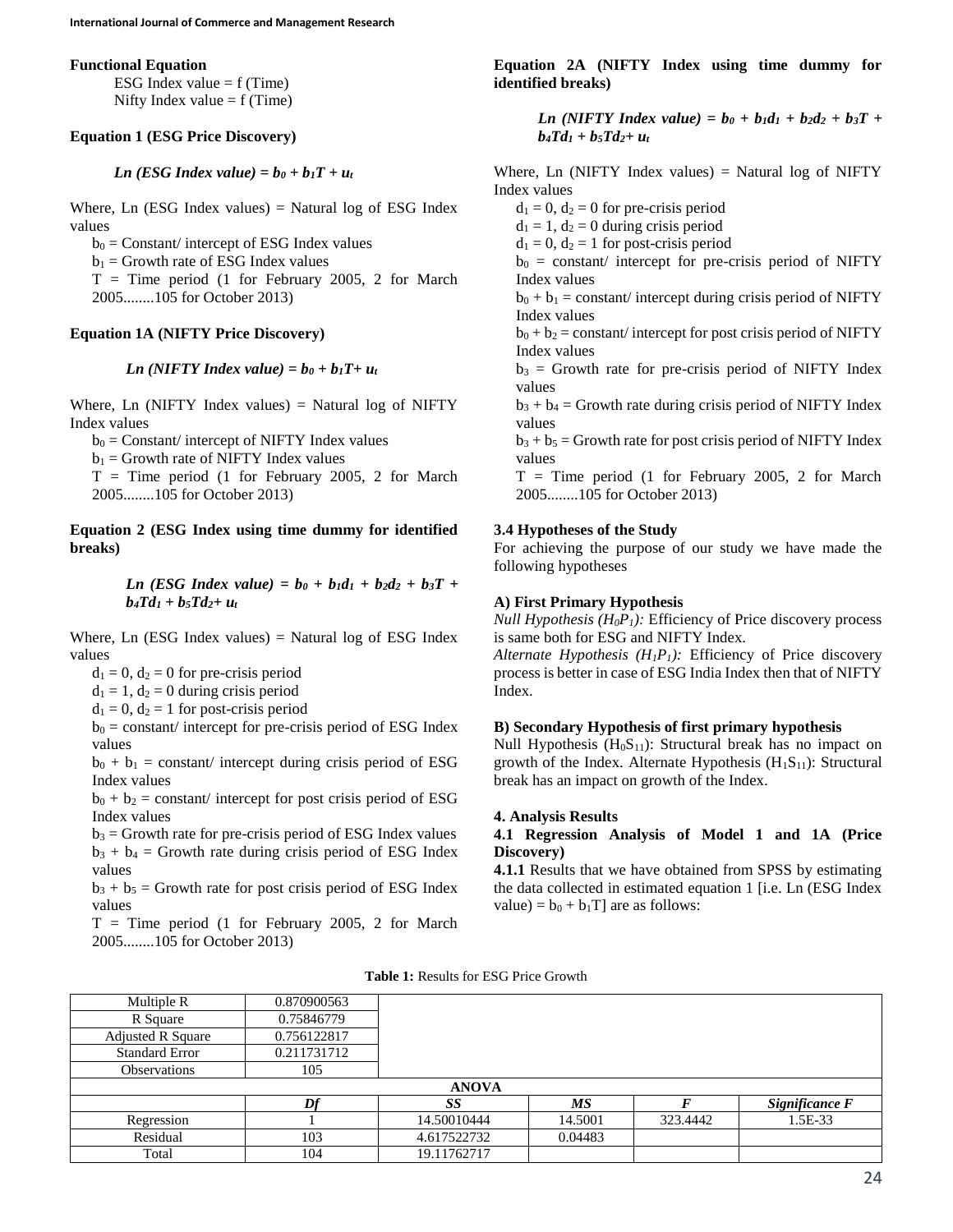**Functional Equation**

ESG Index value = f (Time)
Nifty Index value = f (Time)

**Equation 1 (ESG Price Discovery)**

$$Ln \text{ (ESG Index value)} = b_0 + b_1T + u_t$$

Where, Ln (ESG Index values) = Natural log of ESG Index values

$b_0$ = Constant/ intercept of ESG Index values
$b_1$ = Growth rate of ESG Index values
T = Time period (1 for February 2005, 2 for March 2005........105 for October 2013)

**Equation 1A (NIFTY Price Discovery)**

$$Ln \text{ (NIFTY Index value)} = b_0 + b_1T + u_t$$

Where, Ln (NIFTY Index values) = Natural log of NIFTY Index values

$b_0$ = Constant/ intercept of NIFTY Index values
$b_1$ = Growth rate of NIFTY Index values
T = Time period (1 for February 2005, 2 for March 2005........105 for October 2013)

**Equation 2 (ESG Index using time dummy for identified breaks)**

$$Ln \text{ (ESG Index value)} = b_0 + b_1d_1 + b_2d_2 + b_3T + b_4Td_1 + b_5Td_2 + u_t$$

Where, Ln (ESG Index values) = Natural log of ESG Index values

$d_1 = 0$, $d_2 = 0$ for pre-crisis period
$d_1 = 1$, $d_2 = 0$ during crisis period
$d_1 = 0$, $d_2 = 1$ for post-crisis period
$b_0$ = constant/ intercept for pre-crisis period of ESG Index values
$b_0 + b_1$ = constant/ intercept during crisis period of ESG Index values
$b_0 + b_2$ = constant/ intercept for post crisis period of ESG Index values
$b_3$ = Growth rate for pre-crisis period of ESG Index values
$b_3 + b_4$ = Growth rate during crisis period of ESG Index values
$b_3 + b_5$ = Growth rate for post crisis period of ESG Index values
T = Time period (1 for February 2005, 2 for March 2005........105 for October 2013)

**Equation 2A (NIFTY Index using time dummy for identified breaks)**

$$Ln \text{ (NIFTY Index value)} = b_0 + b_1d_1 + b_2d_2 + b_3T + b_4Td_1 + b_5Td_2 + u_t$$

Where, Ln (NIFTY Index values) = Natural log of NIFTY Index values

$d_1 = 0$, $d_2 = 0$ for pre-crisis period
$d_1 = 1$, $d_2 = 0$ during crisis period
$d_1 = 0$, $d_2 = 1$ for post-crisis period
$b_0$ = constant/ intercept for pre-crisis period of NIFTY Index values
$b_0 + b_1$ = constant/ intercept during crisis period of NIFTY Index values
$b_0 + b_2$ = constant/ intercept for post crisis period of NIFTY Index values
$b_3$ = Growth rate for pre-crisis period of NIFTY Index values
$b_3 + b_4$ = Growth rate during crisis period of NIFTY Index values
$b_3 + b_5$ = Growth rate for post crisis period of NIFTY Index values
T = Time period (1 for February 2005, 2 for March 2005........105 for October 2013)

### 3.4 Hypotheses of the Study

For achieving the purpose of our study we have made the following hypotheses

**A) First Primary Hypothesis**

*Null Hypothesis ($H_0P_1$):* Efficiency of Price discovery process is same both for ESG and NIFTY Index.

*Alternate Hypothesis ($H_1P_1$):* Efficiency of Price discovery process is better in case of ESG India Index then that of NIFTY Index.

**B) Secondary Hypothesis of first primary hypothesis**

Null Hypothesis ($H_0S_{11}$): Structural break has no impact on growth of the Index. Alternate Hypothesis ($H_1S_{11}$): Structural break has an impact on growth of the Index.

## 4. Analysis Results

### 4.1 Regression Analysis of Model 1 and 1A (Price Discovery)

**4.1.1** Results that we have obtained from SPSS by estimating the data collected in estimated equation 1 [i.e. Ln (ESG Index value) = $b_0 + b_1T$] are as follows:

**Table 1:** Results for ESG Price Growth

| Multiple R | 0.870900563 | | | | |
|---|---|---|---|---|---|
| R Square | 0.75846779 | | | | |
| Adjusted R Square | 0.756122817 | | | | |
| Standard Error | 0.211731712 | | | | |
| Observations | 105 | | | | |
| **ANOVA** | | | | | |
| | ***Df*** | ***SS*** | ***MS*** | ***F*** | ***Significance F*** |
| Regression | 1 | 14.50010444 | 14.5001 | 323.4442 | 1.5E-33 |
| Residual | 103 | 4.617522732 | 0.04483 | | |
| Total | 104 | 19.11762717 | | | |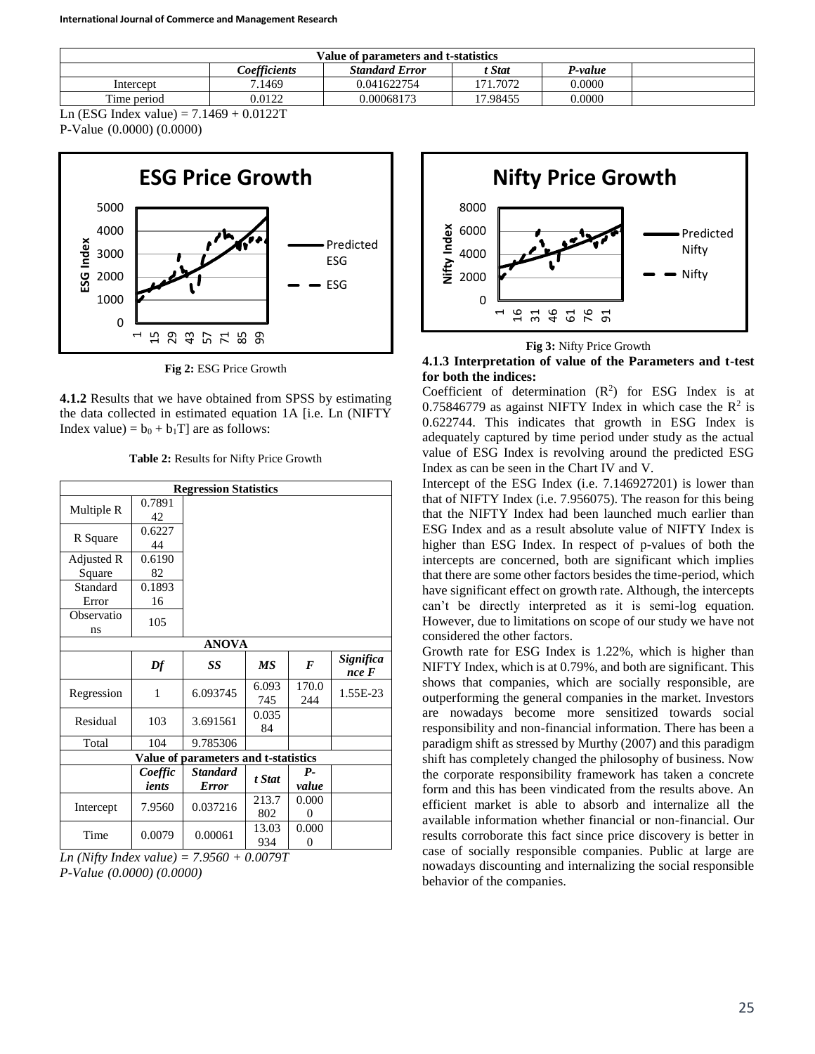| Value of parameters and t-statistics | | | | | |
|---|---|---|---|---|---|
| | *Coefficients* | *Standard Error* | *t Stat* | *P-value* | |
| Intercept | 7.1469 | 0.041622754 | 171.7072 | 0.0000 | |
| Time period | 0.0122 | 0.00068173 | 17.98455 | 0.0000 | |

Ln (ESG Index value) = 7.1469 + 0.0122T

P-Value (0.0000) (0.0000)

**Fig 2:** ESG Price Growth

**4.1.2** Results that we have obtained from SPSS by estimating the data collected in estimated equation 1A [i.e. Ln (NIFTY Index value) = $b_0 + b_1T$] are as follows:

**Table 2:** Results for Nifty Price Growth

| Regression Statistics | | | | | |
|---|---|---|---|---|---|
| Multiple R | 0.789142 | | | | |
| R Square | 0.622744 | | | | |
| Adjusted R Square | 0.619082 | | | | |
| Standard Error | 0.189316 | | | | |
| Observations | 105 | | | | |
| **ANOVA** | | | | | |
| | ***Df*** | ***SS*** | ***MS*** | ***F*** | ***Significance F*** |
| Regression | 1 | 6.093745 | 6.093745 | 170.0244 | 1.55E-23 |
| Residual | 103 | 3.691561 | 0.03584 | | |
| Total | 104 | 9.785306 | | | |
| **Value of parameters and t-statistics** | | | | | |
| | ***Coefficients*** | ***Standard Error*** | ***t Stat*** | ***P-value*** | |
| Intercept | 7.9560 | 0.037216 | 213.7802 | 0.0000 | |
| Time | 0.0079 | 0.00061 | 13.03934 | 0.0000 | |

*Ln (Nifty Index value) = 7.9560 + 0.0079T*

*P-Value (0.0000) (0.0000)*

**Fig 3:** Nifty Price Growth

**4.1.3 Interpretation of value of the Parameters and t-test for both the indices:**

Coefficient of determination ($R^2$) for ESG Index is at 0.75846779 as against NIFTY Index in which case the $R^2$ is 0.622744. This indicates that growth in ESG Index is adequately captured by time period under study as the actual value of ESG Index is revolving around the predicted ESG Index as can be seen in the Chart IV and V.

Intercept of the ESG Index (i.e. 7.146927201) is lower than that of NIFTY Index (i.e. 7.956075). The reason for this being that the NIFTY Index had been launched much earlier than ESG Index and as a result absolute value of NIFTY Index is higher than ESG Index. In respect of p-values of both the intercepts are concerned, both are significant which implies that there are some other factors besides the time-period, which have significant effect on growth rate. Although, the intercepts can't be directly interpreted as it is semi-log equation. However, due to limitations on scope of our study we have not considered the other factors.

Growth rate for ESG Index is 1.22%, which is higher than NIFTY Index, which is at 0.79%, and both are significant. This shows that companies, which are socially responsible, are outperforming the general companies in the market. Investors are nowadays become more sensitized towards social responsibility and non-financial information. There has been a paradigm shift as stressed by Murthy (2007) and this paradigm shift has completely changed the philosophy of business. Now the corporate responsibility framework has taken a concrete form and this has been vindicated from the results above. An efficient market is able to absorb and internalize all the available information whether financial or non-financial. Our results corroborate this fact since price discovery is better in case of socially responsible companies. Public at large are nowadays discounting and internalizing the social responsible behavior of the companies.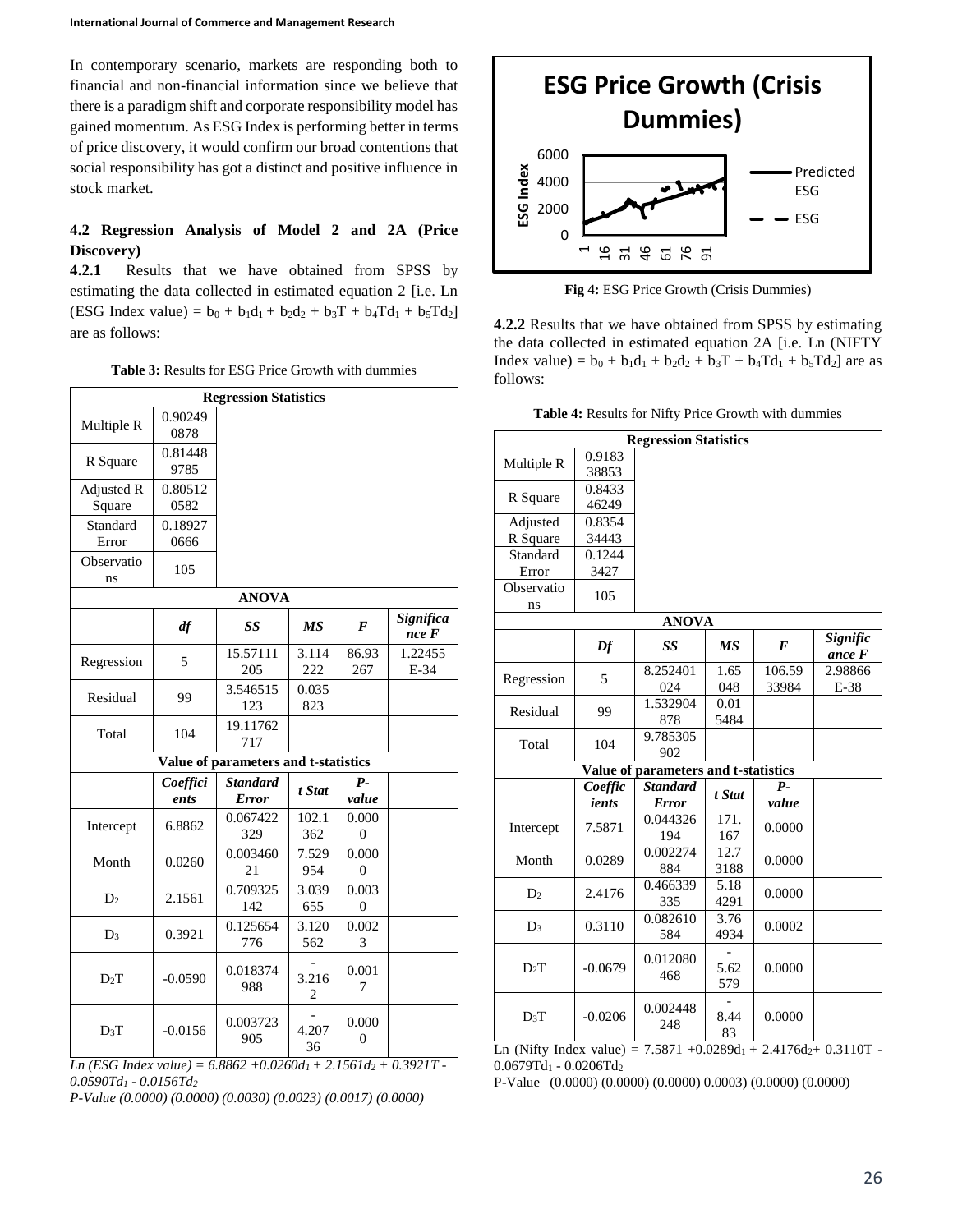In contemporary scenario, markets are responding both to financial and non-financial information since we believe that there is a paradigm shift and corporate responsibility model has gained momentum. As ESG Index is performing better in terms of price discovery, it would confirm our broad contentions that social responsibility has got a distinct and positive influence in stock market.

### 4.2 Regression Analysis of Model 2 and 2A (Price Discovery)

**4.2.1** Results that we have obtained from SPSS by estimating the data collected in estimated equation 2 [i.e. Ln (ESG Index value) = $b_0 + b_1d_1 + b_2d_2 + b_3T + b_4Td_1 + b_5Td_2$] are as follows:

**Table 3:** Results for ESG Price Growth with dummies

| Regression Statistics | | | | | |
|---|---|---|---|---|---|
| Multiple R | 0.902490878 | | | | |
| R Square | 0.814489785 | | | | |
| Adjusted R Square | 0.805120582 | | | | |
| Standard Error | 0.189270666 | | | | |
| Observations | 105 | | | | |
| **ANOVA** | | | | | |
| | ***df*** | ***SS*** | ***MS*** | ***F*** | ***Significance F*** |
| Regression | 5 | 15.57111205 | 3.114222 | 86.93267 | 1.22455E-34 |
| Residual | 99 | 3.546515123 | 0.035823 | | |
| Total | 104 | 19.11762717 | | | |
| **Value of parameters and t-statistics** | | | | | |
| | ***Coefficients*** | ***Standard Error*** | ***t Stat*** | ***P-value*** | |
| Intercept | 6.8862 | 0.067422329 | 102.1362 | 0.0000 | |
| Month | 0.0260 | 0.00346021 | 7.529954 | 0.0000 | |
| $D_2$ | 2.1561 | 0.709325142 | 3.039655 | 0.0030 | |
| $D_3$ | 0.3921 | 0.125654776 | 3.120562 | 0.0023 | |
| $D_2T$ | -0.0590 | 0.018374988 | -3.2162 | 0.0017 | |
| $D_3T$ | -0.0156 | 0.003723905 | -4.20736 | 0.0000 | |

*Ln (ESG Index value) = 6.8862 +0.0260d*$_1$ *+ 2.1561d*$_2$ *+ 0.3921T - 0.0590Td*$_1$ *- 0.0156Td*$_2$

*P-Value (0.0000) (0.0000) (0.0030) (0.0023) (0.0017) (0.0000)*

**Fig 4:** ESG Price Growth (Crisis Dummies)

**4.2.2** Results that we have obtained from SPSS by estimating the data collected in estimated equation 2A [i.e. Ln (NIFTY Index value) = $b_0 + b_1d_1 + b_2d_2 + b_3T + b_4Td_1 + b_5Td_2$] are as follows:

**Table 4:** Results for Nifty Price Growth with dummies

| Regression Statistics | | | | | |
|---|---|---|---|---|---|
| Multiple R | 0.918338853 | | | | |
| R Square | 0.843346249 | | | | |
| Adjusted R Square | 0.835434443 | | | | |
| Standard Error | 0.12443427 | | | | |
| Observations | 105 | | | | |
| **ANOVA** | | | | | |
| | ***Df*** | ***SS*** | ***MS*** | ***F*** | ***Significance F*** |
| Regression | 5 | 8.252401024 | 1.65048 | 106.5933984 | 2.98866E-38 |
| Residual | 99 | 1.532904878 | 0.015484 | | |
| Total | 104 | 9.785305902 | | | |
| **Value of parameters and t-statistics** | | | | | |
| | ***Coefficients*** | ***Standard Error*** | ***t Stat*** | ***P-value*** | |
| Intercept | 7.5871 | 0.044326194 | 171.167 | 0.0000 | |
| Month | 0.0289 | 0.002274884 | 12.73188 | 0.0000 | |
| $D_2$ | 2.4176 | 0.466339335 | 5.184291 | 0.0000 | |
| $D_3$ | 0.3110 | 0.082610584 | 3.764934 | 0.0002 | |
| $D_2T$ | -0.0679 | 0.012080468 | -5.62579 | 0.0000 | |
| $D_3T$ | -0.0206 | 0.002448248 | -8.4483 | 0.0000 | |

Ln (Nifty Index value) = 7.5871 +0.0289$d_1$ + 2.4176$d_2$+ 0.3110T - 0.0679$Td_1$ - 0.0206$Td_2$

P-Value (0.0000) (0.0000) (0.0000) 0.0003) (0.0000) (0.0000)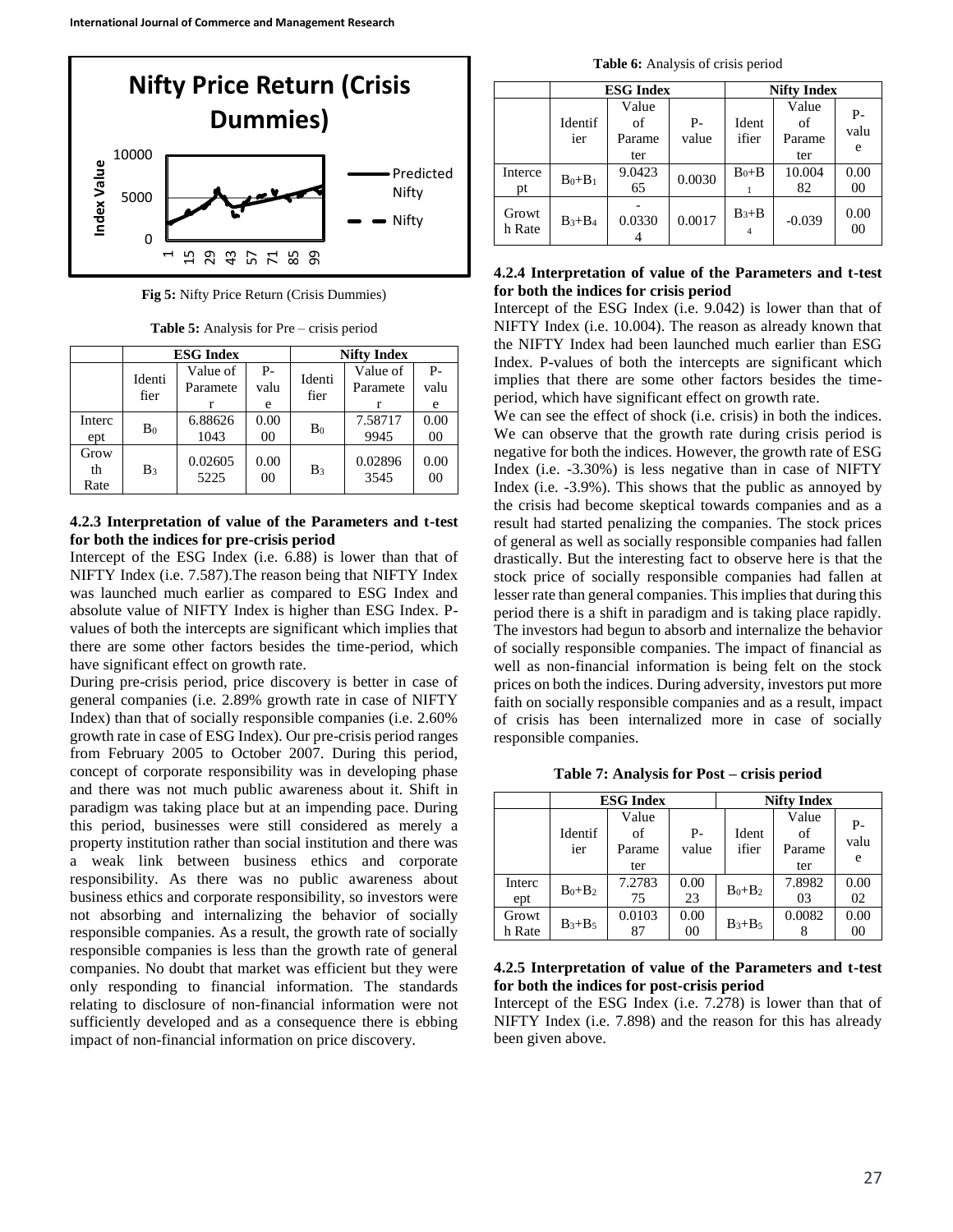Fig 5: Nifty Price Return (Crisis Dummies)

**Table 5:** Analysis for Pre – crisis period

| | ESG Index | | | Nifty Index | | |
|---|---|---|---|---|---|---|
| | Identifier | Value of Parameter | P-value | Identifier | Value of Parameter | P-value |
| Intercept | $B_0$ | 6.886261043 | 0.0000 | $B_0$ | 7.587179945 | 0.0000 |
| Growth Rate | $B_3$ | 0.026055225 | 0.0000 | $B_3$ | 0.028963545 | 0.0000 |

#### 4.2.3 Interpretation of value of the Parameters and t-test for both the indices for pre-crisis period

Intercept of the ESG Index (i.e. 6.88) is lower than that of NIFTY Index (i.e. 7.587).The reason being that NIFTY Index was launched much earlier as compared to ESG Index and absolute value of NIFTY Index is higher than ESG Index. P-values of both the intercepts are significant which implies that there are some other factors besides the time-period, which have significant effect on growth rate.

During pre-crisis period, price discovery is better in case of general companies (i.e. 2.89% growth rate in case of NIFTY Index) than that of socially responsible companies (i.e. 2.60% growth rate in case of ESG Index). Our pre-crisis period ranges from February 2005 to October 2007. During this period, concept of corporate responsibility was in developing phase and there was not much public awareness about it. Shift in paradigm was taking place but at an impending pace. During this period, businesses were still considered as merely a property institution rather than social institution and there was a weak link between business ethics and corporate responsibility. As there was no public awareness about business ethics and corporate responsibility, so investors were not absorbing and internalizing the behavior of socially responsible companies. As a result, the growth rate of socially responsible companies is less than the growth rate of general companies. No doubt that market was efficient but they were only responding to financial information. The standards relating to disclosure of non-financial information were not sufficiently developed and as a consequence there is ebbing impact of non-financial information on price discovery.

**Table 6:** Analysis of crisis period

| | ESG Index | | | Nifty Index | | |
|---|---|---|---|---|---|---|
| | Identifier | Value of Parameter | P-value | Identifier | Value of Parameter | P-value |
| Intercept | $B_0+B_1$ | 9.042365 | 0.0030 | $B_0+B_1$ | 10.00482 | 0.0000 |
| Growth Rate | $B_3+B_4$ | -0.03304 | 0.0017 | $B_3+B_4$ | -0.039 | 0.0000 |

#### 4.2.4 Interpretation of value of the Parameters and t-test for both the indices for crisis period

Intercept of the ESG Index (i.e. 9.042) is lower than that of NIFTY Index (i.e. 10.004). The reason as already known that the NIFTY Index had been launched much earlier than ESG Index. P-values of both the intercepts are significant which implies that there are some other factors besides the time-period, which have significant effect on growth rate.

We can see the effect of shock (i.e. crisis) in both the indices. We can observe that the growth rate during crisis period is negative for both the indices. However, the growth rate of ESG Index (i.e. -3.30%) is less negative than in case of NIFTY Index (i.e. -3.9%). This shows that the public as annoyed by the crisis had become skeptical towards companies and as a result had started penalizing the companies. The stock prices of general as well as socially responsible companies had fallen drastically. But the interesting fact to observe here is that the stock price of socially responsible companies had fallen at lesser rate than general companies. This implies that during this period there is a shift in paradigm and is taking place rapidly. The investors had begun to absorb and internalize the behavior of socially responsible companies. The impact of financial as well as non-financial information is being felt on the stock prices on both the indices. During adversity, investors put more faith on socially responsible companies and as a result, impact of crisis has been internalized more in case of socially responsible companies.

**Table 7: Analysis for Post – crisis period**

| | ESG Index | | | Nifty Index | | |
|---|---|---|---|---|---|---|
| | Identifier | Value of Parameter | P-value | Identifier | Value of Parameter | P-value |
| Intercept | $B_0+B_2$ | 7.278375 | 0.0023 | $B_0+B_2$ | 7.898203 | 0.0002 |
| Growth Rate | $B_3+B_5$ | 0.010387 | 0.0000 | $B_3+B_5$ | 0.00828 | 0.0000 |

#### 4.2.5 Interpretation of value of the Parameters and t-test for both the indices for post-crisis period

Intercept of the ESG Index (i.e. 7.278) is lower than that of NIFTY Index (i.e. 7.898) and the reason for this has already been given above.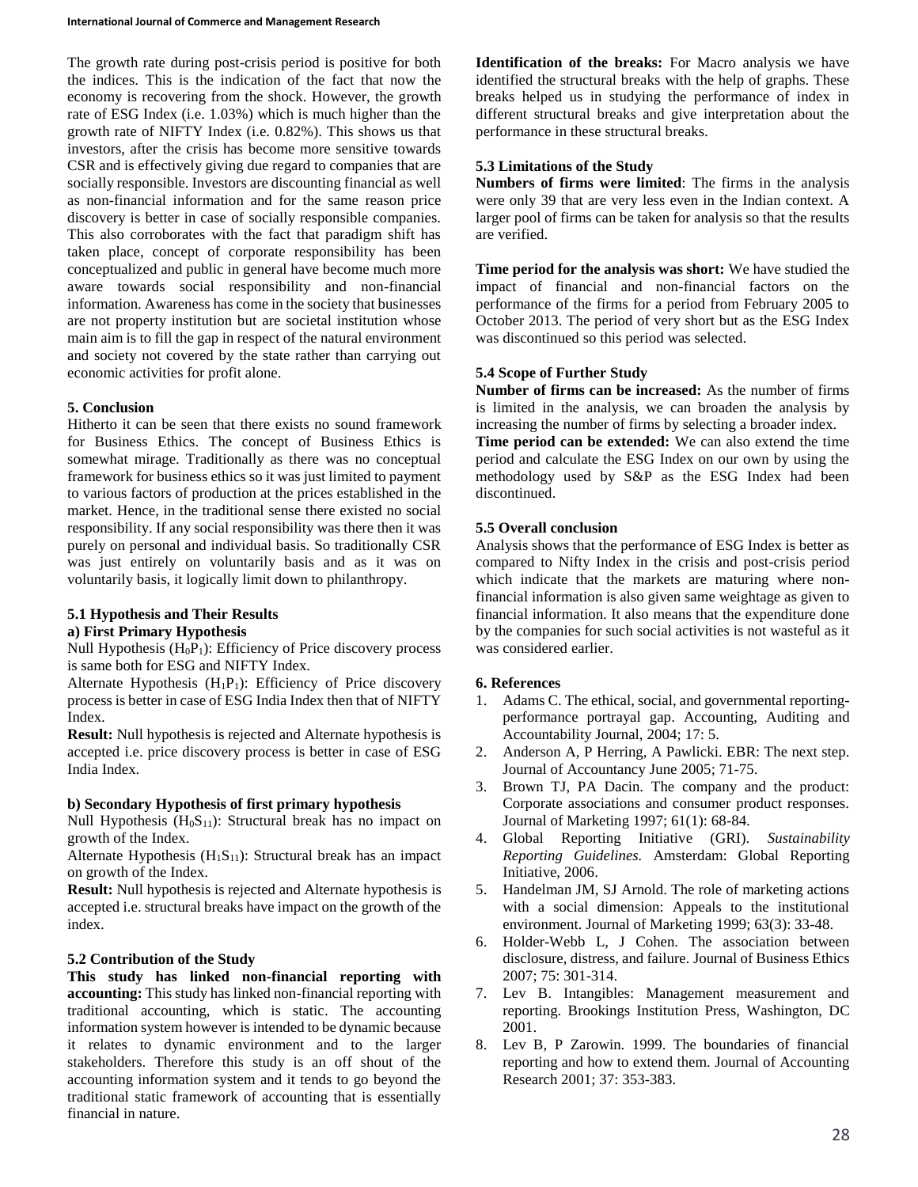The growth rate during post-crisis period is positive for both the indices. This is the indication of the fact that now the economy is recovering from the shock. However, the growth rate of ESG Index (i.e. 1.03%) which is much higher than the growth rate of NIFTY Index (i.e. 0.82%). This shows us that investors, after the crisis has become more sensitive towards CSR and is effectively giving due regard to companies that are socially responsible. Investors are discounting financial as well as non-financial information and for the same reason price discovery is better in case of socially responsible companies. This also corroborates with the fact that paradigm shift has taken place, concept of corporate responsibility has been conceptualized and public in general have become much more aware towards social responsibility and non-financial information. Awareness has come in the society that businesses are not property institution but are societal institution whose main aim is to fill the gap in respect of the natural environment and society not covered by the state rather than carrying out economic activities for profit alone.

## 5. Conclusion

Hitherto it can be seen that there exists no sound framework for Business Ethics. The concept of Business Ethics is somewhat mirage. Traditionally as there was no conceptual framework for business ethics so it was just limited to payment to various factors of production at the prices established in the market. Hence, in the traditional sense there existed no social responsibility. If any social responsibility was there then it was purely on personal and individual basis. So traditionally CSR was just entirely on voluntarily basis and as it was on voluntarily basis, it logically limit down to philanthropy.

### 5.1 Hypothesis and Their Results

**a) First Primary Hypothesis**

Null Hypothesis ($H_0P_1$): Efficiency of Price discovery process is same both for ESG and NIFTY Index.

Alternate Hypothesis ($H_1P_1$): Efficiency of Price discovery process is better in case of ESG India Index then that of NIFTY Index.

**Result:** Null hypothesis is rejected and Alternate hypothesis is accepted i.e. price discovery process is better in case of ESG India Index.

**b) Secondary Hypothesis of first primary hypothesis**

Null Hypothesis ($H_0S_{11}$): Structural break has no impact on growth of the Index.

Alternate Hypothesis ($H_1S_{11}$): Structural break has an impact on growth of the Index.

**Result:** Null hypothesis is rejected and Alternate hypothesis is accepted i.e. structural breaks have impact on the growth of the index.

### 5.2 Contribution of the Study

**This study has linked non-financial reporting with accounting:** This study has linked non-financial reporting with traditional accounting, which is static. The accounting information system however is intended to be dynamic because it relates to dynamic environment and to the larger stakeholders. Therefore this study is an off shout of the accounting information system and it tends to go beyond the traditional static framework of accounting that is essentially financial in nature.

**Identification of the breaks:** For Macro analysis we have identified the structural breaks with the help of graphs. These breaks helped us in studying the performance of index in different structural breaks and give interpretation about the performance in these structural breaks.

### 5.3 Limitations of the Study

**Numbers of firms were limited**: The firms in the analysis were only 39 that are very less even in the Indian context. A larger pool of firms can be taken for analysis so that the results are verified.

**Time period for the analysis was short:** We have studied the impact of financial and non-financial factors on the performance of the firms for a period from February 2005 to October 2013. The period of very short but as the ESG Index was discontinued so this period was selected.

### 5.4 Scope of Further Study

**Number of firms can be increased:** As the number of firms is limited in the analysis, we can broaden the analysis by increasing the number of firms by selecting a broader index.

**Time period can be extended:** We can also extend the time period and calculate the ESG Index on our own by using the methodology used by S&P as the ESG Index had been discontinued.

### 5.5 Overall conclusion

Analysis shows that the performance of ESG Index is better as compared to Nifty Index in the crisis and post-crisis period which indicate that the markets are maturing where non-financial information is also given same weightage as given to financial information. It also means that the expenditure done by the companies for such social activities is not wasteful as it was considered earlier.

## 6. References

1. Adams C. The ethical, social, and governmental reporting-performance portrayal gap. Accounting, Auditing and Accountability Journal, 2004; 17: 5.
2. Anderson A, P Herring, A Pawlicki. EBR: The next step. Journal of Accountancy June 2005; 71-75.
3. Brown TJ, PA Dacin. The company and the product: Corporate associations and consumer product responses. Journal of Marketing 1997; 61(1): 68-84.
4. Global Reporting Initiative (GRI). *Sustainability Reporting Guidelines.* Amsterdam: Global Reporting Initiative, 2006.
5. Handelman JM, SJ Arnold. The role of marketing actions with a social dimension: Appeals to the institutional environment. Journal of Marketing 1999; 63(3): 33-48.
6. Holder-Webb L, J Cohen. The association between disclosure, distress, and failure. Journal of Business Ethics 2007; 75: 301-314.
7. Lev B. Intangibles: Management measurement and reporting. Brookings Institution Press, Washington, DC 2001.
8. Lev B, P Zarowin. 1999. The boundaries of financial reporting and how to extend them. Journal of Accounting Research 2001; 37: 353-383.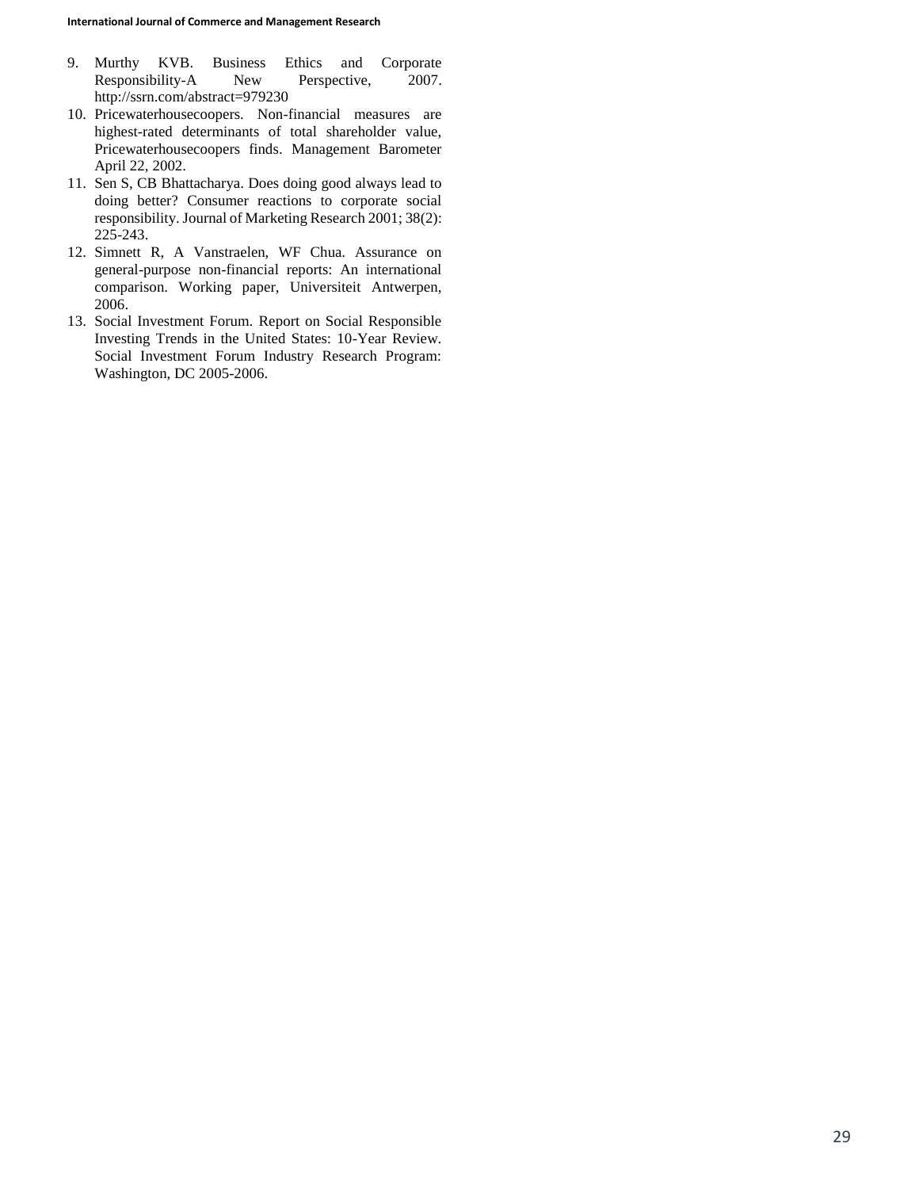9. Murthy KVB. Business Ethics and Corporate Responsibility-A New Perspective, 2007. http://ssrn.com/abstract=979230
10. Pricewaterhousecoopers. Non-financial measures are highest-rated determinants of total shareholder value, Pricewaterhousecoopers finds. Management Barometer April 22, 2002.
11. Sen S, CB Bhattacharya. Does doing good always lead to doing better? Consumer reactions to corporate social responsibility. Journal of Marketing Research 2001; 38(2): 225-243.
12. Simnett R, A Vanstraelen, WF Chua. Assurance on general-purpose non-financial reports: An international comparison. Working paper, Universiteit Antwerpen, 2006.
13. Social Investment Forum. Report on Social Responsible Investing Trends in the United States: 10-Year Review. Social Investment Forum Industry Research Program: Washington, DC 2005-2006.